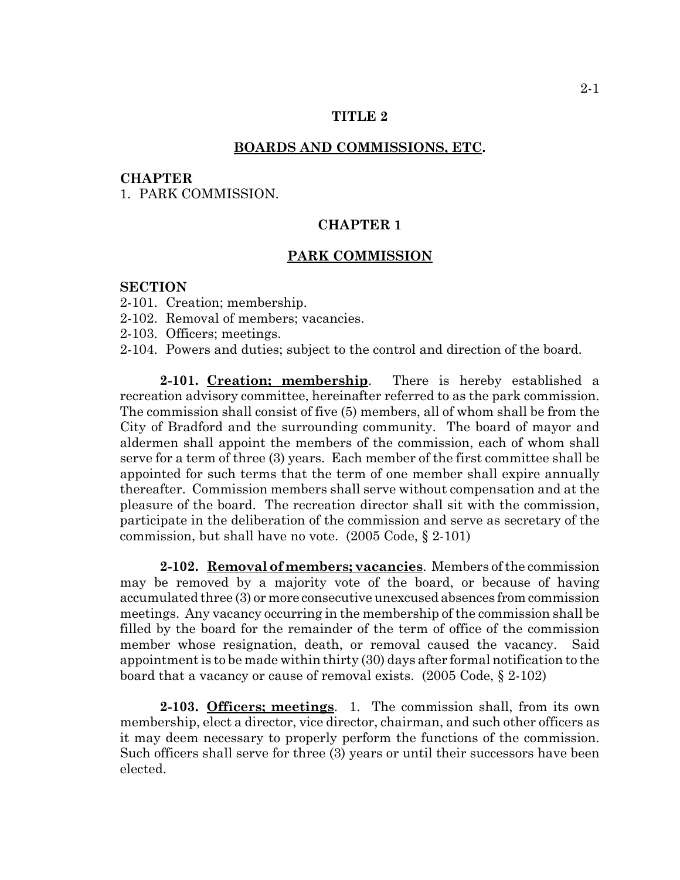# TITLE 2

## BOARDS AND COMMISSIONS, ETC.

**CHAPTER**

1. PARK COMMISSION.

## CHAPTER 1

## PARK COMMISSION

**SECTION**

2-101. Creation; membership.
2-102. Removal of members; vacancies.
2-103. Officers; meetings.
2-104. Powers and duties; subject to the control and direction of the board.

**2-101. Creation; membership**. There is hereby established a recreation advisory committee, hereinafter referred to as the park commission. The commission shall consist of five (5) members, all of whom shall be from the City of Bradford and the surrounding community. The board of mayor and aldermen shall appoint the members of the commission, each of whom shall serve for a term of three (3) years. Each member of the first committee shall be appointed for such terms that the term of one member shall expire annually thereafter. Commission members shall serve without compensation and at the pleasure of the board. The recreation director shall sit with the commission, participate in the deliberation of the commission and serve as secretary of the commission, but shall have no vote. (2005 Code, § 2-101)

**2-102. Removal of members; vacancies**. Members of the commission may be removed by a majority vote of the board, or because of having accumulated three (3) or more consecutive unexcused absences from commission meetings. Any vacancy occurring in the membership of the commission shall be filled by the board for the remainder of the term of office of the commission member whose resignation, death, or removal caused the vacancy. Said appointment is to be made within thirty (30) days after formal notification to the board that a vacancy or cause of removal exists. (2005 Code, § 2-102)

**2-103. Officers; meetings**. 1. The commission shall, from its own membership, elect a director, vice director, chairman, and such other officers as it may deem necessary to properly perform the functions of the commission. Such officers shall serve for three (3) years or until their successors have been elected.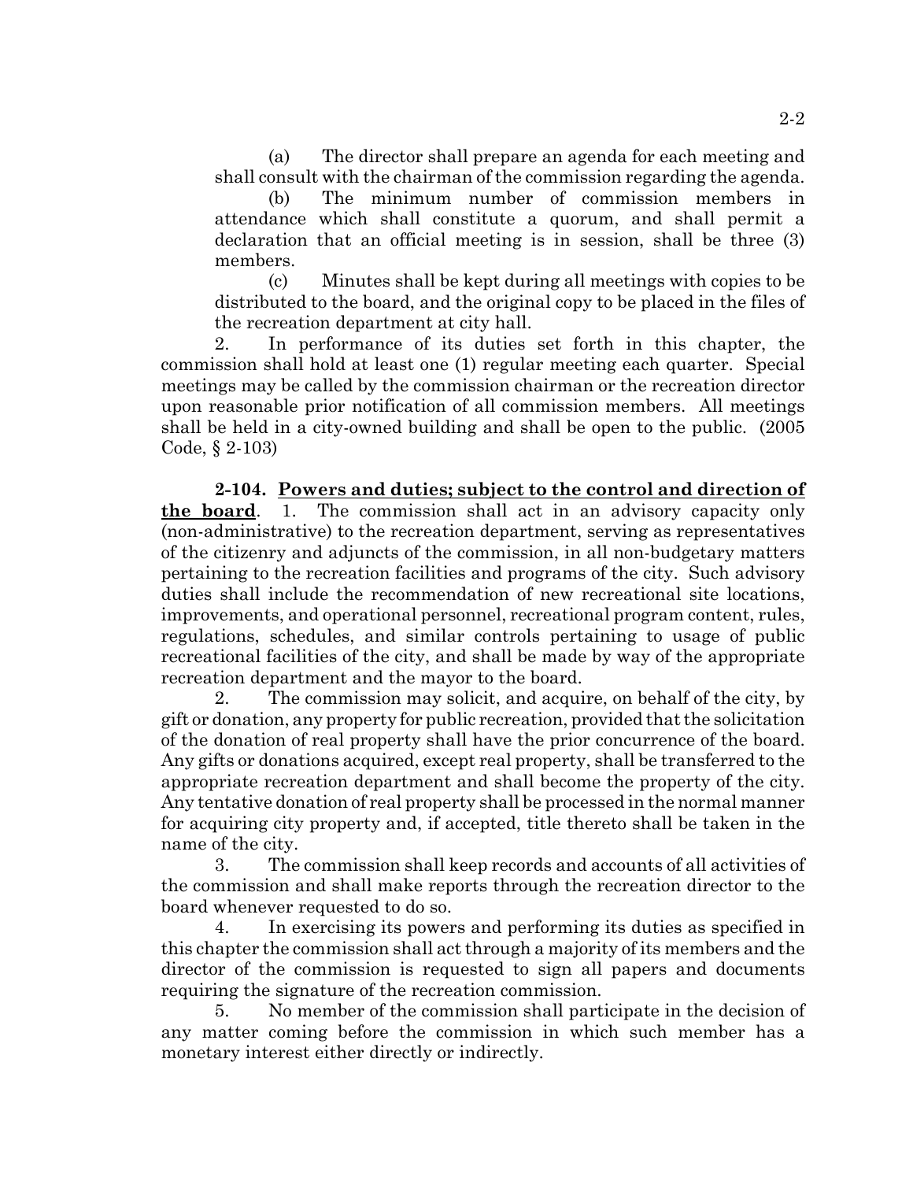(a) The director shall prepare an agenda for each meeting and shall consult with the chairman of the commission regarding the agenda.

(b) The minimum number of commission members in attendance which shall constitute a quorum, and shall permit a declaration that an official meeting is in session, shall be three (3) members.

(c) Minutes shall be kept during all meetings with copies to be distributed to the board, and the original copy to be placed in the files of the recreation department at city hall.

2. In performance of its duties set forth in this chapter, the commission shall hold at least one (1) regular meeting each quarter. Special meetings may be called by the commission chairman or the recreation director upon reasonable prior notification of all commission members. All meetings shall be held in a city-owned building and shall be open to the public. (2005 Code, § 2-103)

**2-104. Powers and duties; subject to the control and direction of the board.** 1. The commission shall act in an advisory capacity only (non-administrative) to the recreation department, serving as representatives of the citizenry and adjuncts of the commission, in all non-budgetary matters pertaining to the recreation facilities and programs of the city. Such advisory duties shall include the recommendation of new recreational site locations, improvements, and operational personnel, recreational program content, rules, regulations, schedules, and similar controls pertaining to usage of public recreational facilities of the city, and shall be made by way of the appropriate recreation department and the mayor to the board.

2. The commission may solicit, and acquire, on behalf of the city, by gift or donation, any property for public recreation, provided that the solicitation of the donation of real property shall have the prior concurrence of the board. Any gifts or donations acquired, except real property, shall be transferred to the appropriate recreation department and shall become the property of the city. Any tentative donation of real property shall be processed in the normal manner for acquiring city property and, if accepted, title thereto shall be taken in the name of the city.

3. The commission shall keep records and accounts of all activities of the commission and shall make reports through the recreation director to the board whenever requested to do so.

4. In exercising its powers and performing its duties as specified in this chapter the commission shall act through a majority of its members and the director of the commission is requested to sign all papers and documents requiring the signature of the recreation commission.

5. No member of the commission shall participate in the decision of any matter coming before the commission in which such member has a monetary interest either directly or indirectly.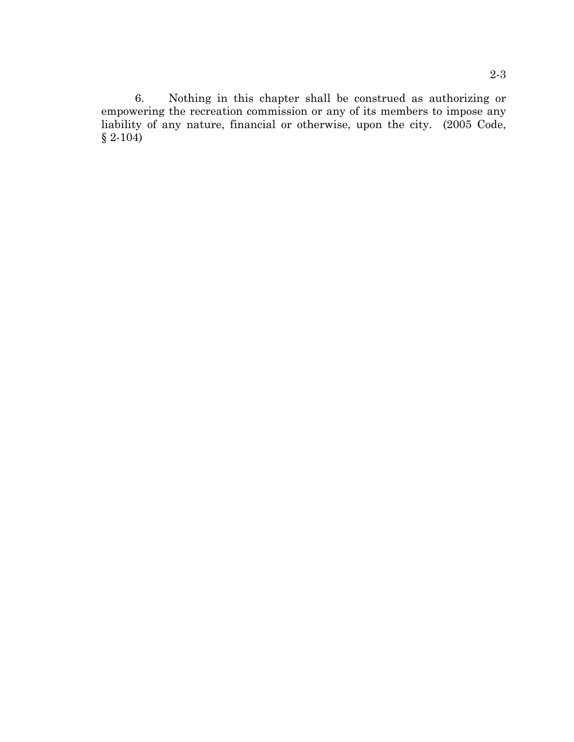6. Nothing in this chapter shall be construed as authorizing or empowering the recreation commission or any of its members to impose any liability of any nature, financial or otherwise, upon the city. (2005 Code, § 2-104)